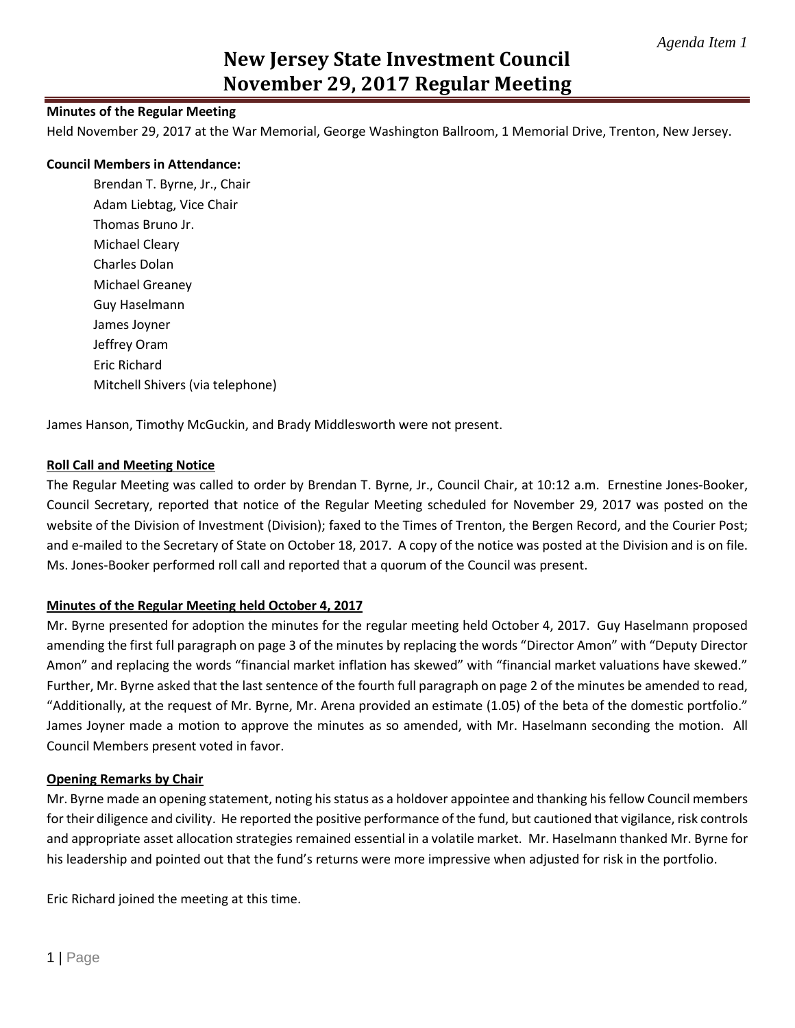*Agenda Item 1*

# New Jersey State Investment Council
# November 29, 2017 Regular Meeting

**Minutes of the Regular Meeting**

Held November 29, 2017 at the War Memorial, George Washington Ballroom, 1 Memorial Drive, Trenton, New Jersey.

**Council Members in Attendance:**

Brendan T. Byrne, Jr., Chair
Adam Liebtag, Vice Chair
Thomas Bruno Jr.
Michael Cleary
Charles Dolan
Michael Greaney
Guy Haselmann
James Joyner
Jeffrey Oram
Eric Richard
Mitchell Shivers (via telephone)

James Hanson, Timothy McGuckin, and Brady Middlesworth were not present.

**Roll Call and Meeting Notice**

The Regular Meeting was called to order by Brendan T. Byrne, Jr., Council Chair, at 10:12 a.m. Ernestine Jones-Booker, Council Secretary, reported that notice of the Regular Meeting scheduled for November 29, 2017 was posted on the website of the Division of Investment (Division); faxed to the Times of Trenton, the Bergen Record, and the Courier Post; and e-mailed to the Secretary of State on October 18, 2017. A copy of the notice was posted at the Division and is on file. Ms. Jones-Booker performed roll call and reported that a quorum of the Council was present.

**Minutes of the Regular Meeting held October 4, 2017**

Mr. Byrne presented for adoption the minutes for the regular meeting held October 4, 2017. Guy Haselmann proposed amending the first full paragraph on page 3 of the minutes by replacing the words "Director Amon" with "Deputy Director Amon" and replacing the words "financial market inflation has skewed" with "financial market valuations have skewed." Further, Mr. Byrne asked that the last sentence of the fourth full paragraph on page 2 of the minutes be amended to read, "Additionally, at the request of Mr. Byrne, Mr. Arena provided an estimate (1.05) of the beta of the domestic portfolio." James Joyner made a motion to approve the minutes as so amended, with Mr. Haselmann seconding the motion. All Council Members present voted in favor.

**Opening Remarks by Chair**

Mr. Byrne made an opening statement, noting his status as a holdover appointee and thanking his fellow Council members for their diligence and civility. He reported the positive performance of the fund, but cautioned that vigilance, risk controls and appropriate asset allocation strategies remained essential in a volatile market. Mr. Haselmann thanked Mr. Byrne for his leadership and pointed out that the fund's returns were more impressive when adjusted for risk in the portfolio.

Eric Richard joined the meeting at this time.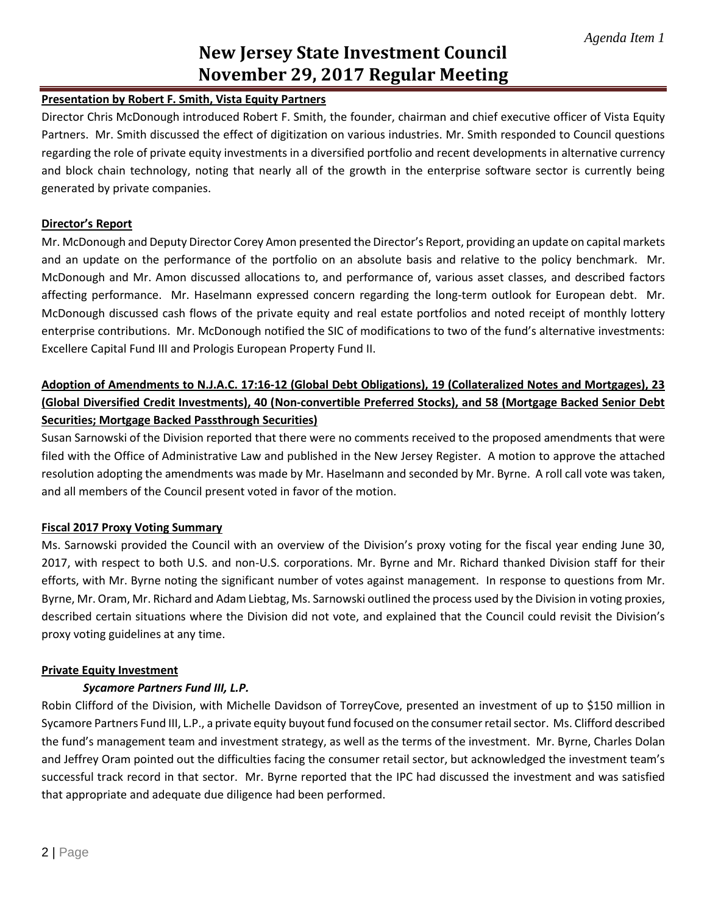# New Jersey State Investment Council
# November 29, 2017 Regular Meeting

**Presentation by Robert F. Smith, Vista Equity Partners**

Director Chris McDonough introduced Robert F. Smith, the founder, chairman and chief executive officer of Vista Equity Partners. Mr. Smith discussed the effect of digitization on various industries. Mr. Smith responded to Council questions regarding the role of private equity investments in a diversified portfolio and recent developments in alternative currency and block chain technology, noting that nearly all of the growth in the enterprise software sector is currently being generated by private companies.

**Director's Report**

Mr. McDonough and Deputy Director Corey Amon presented the Director's Report, providing an update on capital markets and an update on the performance of the portfolio on an absolute basis and relative to the policy benchmark. Mr. McDonough and Mr. Amon discussed allocations to, and performance of, various asset classes, and described factors affecting performance. Mr. Haselmann expressed concern regarding the long-term outlook for European debt. Mr. McDonough discussed cash flows of the private equity and real estate portfolios and noted receipt of monthly lottery enterprise contributions. Mr. McDonough notified the SIC of modifications to two of the fund's alternative investments: Excellere Capital Fund III and Prologis European Property Fund II.

**Adoption of Amendments to N.J.A.C. 17:16-12 (Global Debt Obligations), 19 (Collateralized Notes and Mortgages), 23 (Global Diversified Credit Investments), 40 (Non-convertible Preferred Stocks), and 58 (Mortgage Backed Senior Debt Securities; Mortgage Backed Passthrough Securities)**

Susan Sarnowski of the Division reported that there were no comments received to the proposed amendments that were filed with the Office of Administrative Law and published in the New Jersey Register. A motion to approve the attached resolution adopting the amendments was made by Mr. Haselmann and seconded by Mr. Byrne. A roll call vote was taken, and all members of the Council present voted in favor of the motion.

**Fiscal 2017 Proxy Voting Summary**

Ms. Sarnowski provided the Council with an overview of the Division's proxy voting for the fiscal year ending June 30, 2017, with respect to both U.S. and non-U.S. corporations. Mr. Byrne and Mr. Richard thanked Division staff for their efforts, with Mr. Byrne noting the significant number of votes against management. In response to questions from Mr. Byrne, Mr. Oram, Mr. Richard and Adam Liebtag, Ms. Sarnowski outlined the process used by the Division in voting proxies, described certain situations where the Division did not vote, and explained that the Council could revisit the Division's proxy voting guidelines at any time.

**Private Equity Investment**

***Sycamore Partners Fund III, L.P.***

Robin Clifford of the Division, with Michelle Davidson of TorreyCove, presented an investment of up to $150 million in Sycamore Partners Fund III, L.P., a private equity buyout fund focused on the consumer retail sector. Ms. Clifford described the fund's management team and investment strategy, as well as the terms of the investment. Mr. Byrne, Charles Dolan and Jeffrey Oram pointed out the difficulties facing the consumer retail sector, but acknowledged the investment team's successful track record in that sector. Mr. Byrne reported that the IPC had discussed the investment and was satisfied that appropriate and adequate due diligence had been performed.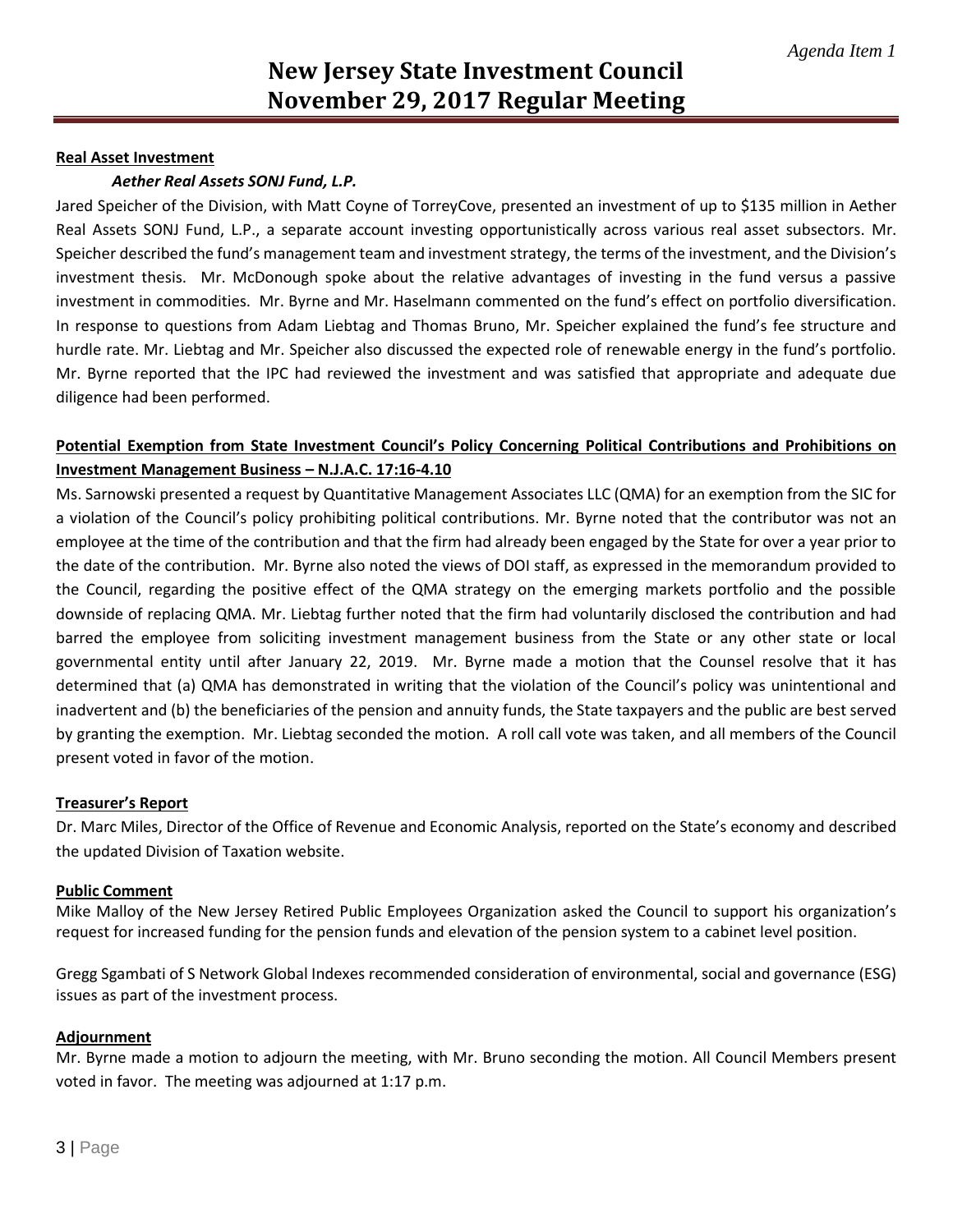Agenda Item 1

# New Jersey State Investment Council
# November 29, 2017 Regular Meeting

**Real Asset Investment**

***Aether Real Assets SONJ Fund, L.P.***

Jared Speicher of the Division, with Matt Coyne of TorreyCove, presented an investment of up to $135 million in Aether Real Assets SONJ Fund, L.P., a separate account investing opportunistically across various real asset subsectors. Mr. Speicher described the fund's management team and investment strategy, the terms of the investment, and the Division's investment thesis. Mr. McDonough spoke about the relative advantages of investing in the fund versus a passive investment in commodities. Mr. Byrne and Mr. Haselmann commented on the fund's effect on portfolio diversification. In response to questions from Adam Liebtag and Thomas Bruno, Mr. Speicher explained the fund's fee structure and hurdle rate. Mr. Liebtag and Mr. Speicher also discussed the expected role of renewable energy in the fund's portfolio. Mr. Byrne reported that the IPC had reviewed the investment and was satisfied that appropriate and adequate due diligence had been performed.

**Potential Exemption from State Investment Council's Policy Concerning Political Contributions and Prohibitions on Investment Management Business – N.J.A.C. 17:16-4.10**

Ms. Sarnowski presented a request by Quantitative Management Associates LLC (QMA) for an exemption from the SIC for a violation of the Council's policy prohibiting political contributions. Mr. Byrne noted that the contributor was not an employee at the time of the contribution and that the firm had already been engaged by the State for over a year prior to the date of the contribution. Mr. Byrne also noted the views of DOI staff, as expressed in the memorandum provided to the Council, regarding the positive effect of the QMA strategy on the emerging markets portfolio and the possible downside of replacing QMA. Mr. Liebtag further noted that the firm had voluntarily disclosed the contribution and had barred the employee from soliciting investment management business from the State or any other state or local governmental entity until after January 22, 2019. Mr. Byrne made a motion that the Counsel resolve that it has determined that (a) QMA has demonstrated in writing that the violation of the Council's policy was unintentional and inadvertent and (b) the beneficiaries of the pension and annuity funds, the State taxpayers and the public are best served by granting the exemption. Mr. Liebtag seconded the motion. A roll call vote was taken, and all members of the Council present voted in favor of the motion.

**Treasurer's Report**

Dr. Marc Miles, Director of the Office of Revenue and Economic Analysis, reported on the State's economy and described the updated Division of Taxation website.

**Public Comment**

Mike Malloy of the New Jersey Retired Public Employees Organization asked the Council to support his organization's request for increased funding for the pension funds and elevation of the pension system to a cabinet level position.

Gregg Sgambati of S Network Global Indexes recommended consideration of environmental, social and governance (ESG) issues as part of the investment process.

**Adjournment**

Mr. Byrne made a motion to adjourn the meeting, with Mr. Bruno seconding the motion. All Council Members present voted in favor. The meeting was adjourned at 1:17 p.m.